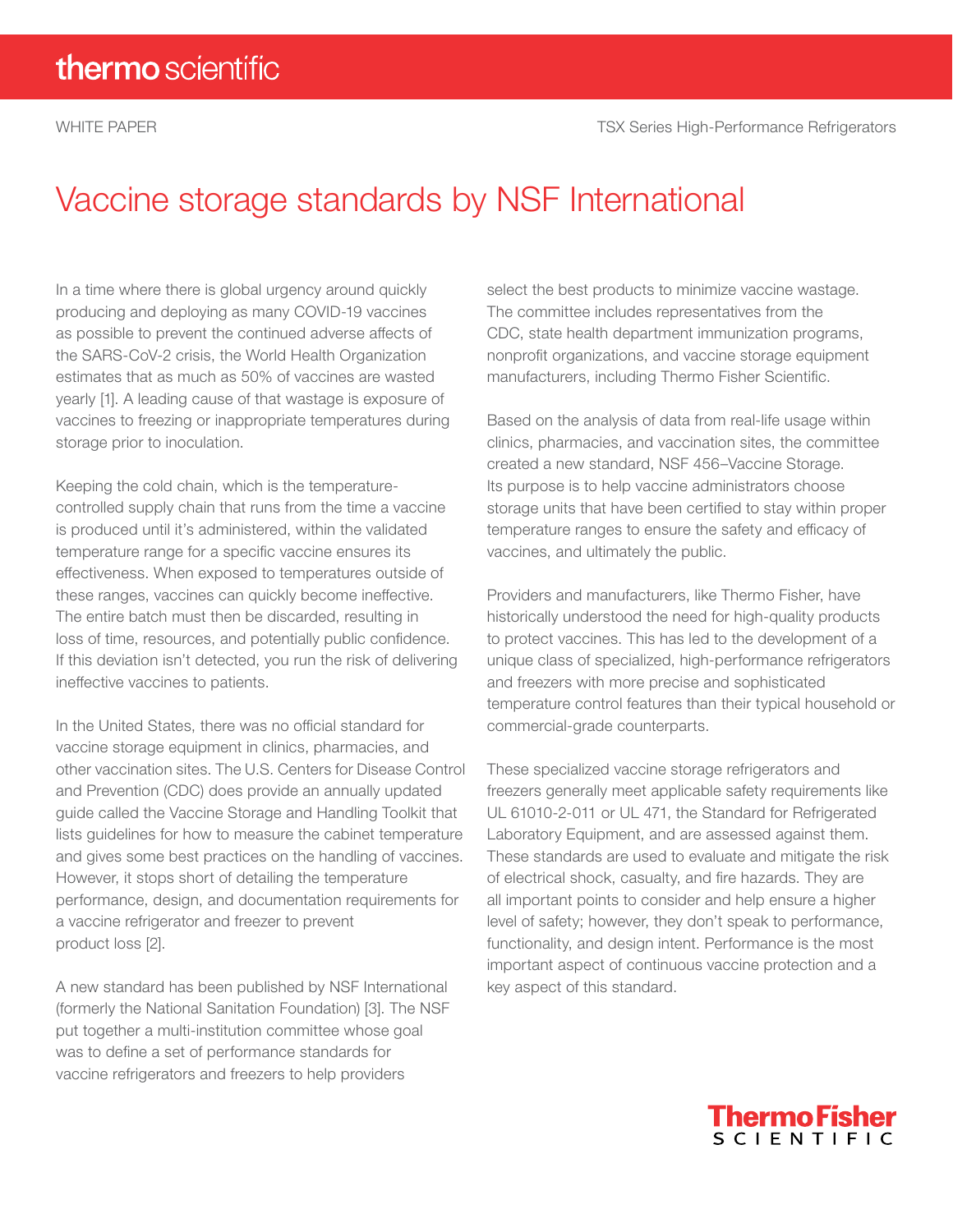WHITE PAPER

TSX Series High-Performance Refrigerators

# Vaccine storage standards by NSF International

In a time where there is global urgency around quickly producing and deploying as many COVID-19 vaccines as possible to prevent the continued adverse affects of the SARS-CoV-2 crisis, the World Health Organization estimates that as much as 50% of vaccines are wasted yearly [1]. A leading cause of that wastage is exposure of vaccines to freezing or inappropriate temperatures during storage prior to inoculation.

Keeping the cold chain, which is the temperature-controlled supply chain that runs from the time a vaccine is produced until it's administered, within the validated temperature range for a specific vaccine ensures its effectiveness. When exposed to temperatures outside of these ranges, vaccines can quickly become ineffective. The entire batch must then be discarded, resulting in loss of time, resources, and potentially public confidence. If this deviation isn't detected, you run the risk of delivering ineffective vaccines to patients.

In the United States, there was no official standard for vaccine storage equipment in clinics, pharmacies, and other vaccination sites. The U.S. Centers for Disease Control and Prevention (CDC) does provide an annually updated guide called the Vaccine Storage and Handling Toolkit that lists guidelines for how to measure the cabinet temperature and gives some best practices on the handling of vaccines. However, it stops short of detailing the temperature performance, design, and documentation requirements for a vaccine refrigerator and freezer to prevent product loss [2].

A new standard has been published by NSF International (formerly the National Sanitation Foundation) [3]. The NSF put together a multi-institution committee whose goal was to define a set of performance standards for vaccine refrigerators and freezers to help providers select the best products to minimize vaccine wastage. The committee includes representatives from the CDC, state health department immunization programs, nonprofit organizations, and vaccine storage equipment manufacturers, including Thermo Fisher Scientific.

Based on the analysis of data from real-life usage within clinics, pharmacies, and vaccination sites, the committee created a new standard, NSF 456–Vaccine Storage. Its purpose is to help vaccine administrators choose storage units that have been certified to stay within proper temperature ranges to ensure the safety and efficacy of vaccines, and ultimately the public.

Providers and manufacturers, like Thermo Fisher, have historically understood the need for high-quality products to protect vaccines. This has led to the development of a unique class of specialized, high-performance refrigerators and freezers with more precise and sophisticated temperature control features than their typical household or commercial-grade counterparts.

These specialized vaccine storage refrigerators and freezers generally meet applicable safety requirements like UL 61010-2-011 or UL 471, the Standard for Refrigerated Laboratory Equipment, and are assessed against them. These standards are used to evaluate and mitigate the risk of electrical shock, casualty, and fire hazards. They are all important points to consider and help ensure a higher level of safety; however, they don't speak to performance, functionality, and design intent. Performance is the most important aspect of continuous vaccine protection and a key aspect of this standard.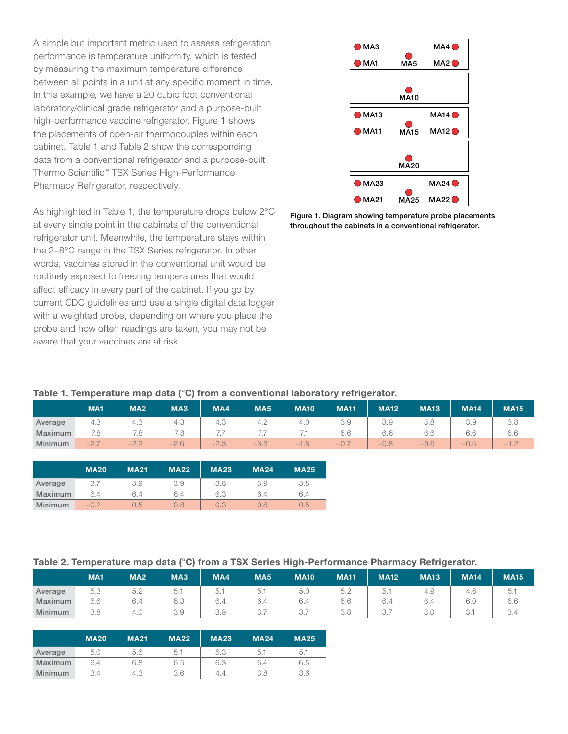A simple but important metric used to assess refrigeration performance is temperature uniformity, which is tested by measuring the maximum temperature difference between all points in a unit at any specific moment in time. In this example, we have a 20 cubic foot conventional laboratory/clinical grade refrigerator and a purpose-built high-performance vaccine refrigerator. Figure 1 shows the placements of open-air thermocouples within each cabinet. Table 1 and Table 2 show the corresponding data from a conventional refrigerator and a purpose-built Thermo Scientific™ TSX Series High-Performance Pharmacy Refrigerator, respectively.

As highlighted in Table 1, the temperature drops below 2°C at every single point in the cabinets of the conventional refrigerator unit. Meanwhile, the temperature stays within the 2–8°C range in the TSX Series refrigerator. In other words, vaccines stored in the conventional unit would be routinely exposed to freezing temperatures that would affect efficacy in every part of the cabinet. If you go by current CDC guidelines and use a single digital data logger with a weighted probe, depending on where you place the probe and how often readings are taken, you may not be aware that your vaccines are at risk.

MA3 MA4
MA1 MA5 MA2
MA10
MA13 MA14
MA11 MA15 MA12
MA20
MA23 MA24
MA21 MA25 MA22

**Figure 1. Diagram showing temperature probe placements throughout the cabinets in a conventional refrigerator.**

**Table 1. Temperature map data (°C) from a conventional laboratory refrigerator.**

| | MA1 | MA2 | MA3 | MA4 | MA5 | MA10 | MA11 | MA12 | MA13 | MA14 | MA15 |
|---|---|---|---|---|---|---|---|---|---|---|---|
| Average | 4.3 | 4.3 | 4.3 | 4.3 | 4.2 | 4.0 | 3.9 | 3.9 | 3.8 | 3.9 | 3.8 |
| Maximum | 7.8 | 7.8 | 7.8 | 7.7 | 7.7 | 7.1 | 6.6 | 6.6 | 6.6 | 6.6 | 6.6 |
| Minimum | –2.7 | –2.2 | –2.6 | –2.3 | –3.3 | –1.8 | –0.7 | –0.8 | –0.6 | –0.6 | –1.2 |

| | MA20 | MA21 | MA22 | MA23 | MA24 | MA25 |
|---|---|---|---|---|---|---|
| Average | 3.7 | 3.9 | 3.9 | 3.8 | 3.9 | 3.8 |
| Maximum | 6.4 | 6.4 | 6.4 | 6.3 | 6.4 | 6.4 |
| Minimum | –0.2 | 0.5 | 0.8 | 0.3 | 0.8 | 0.5 |

**Table 2. Temperature map data (°C) from a TSX Series High-Performance Pharmacy Refrigerator.**

| | MA1 | MA2 | MA3 | MA4 | MA5 | MA10 | MA11 | MA12 | MA13 | MA14 | MA15 |
|---|---|---|---|---|---|---|---|---|---|---|---|
| Average | 5.3 | 5.2 | 5.1 | 5.1 | 5.1 | 5.0 | 5.2 | 5.1 | 4.9 | 4.6 | 5.1 |
| Maximum | 6.6 | 6.4 | 6.3 | 6.4 | 6.4 | 6.4 | 6.6 | 6.4 | 6.4 | 6.0 | 6.6 |
| Minimum | 3.8 | 4.0 | 3.9 | 3.9 | 3.7 | 3.7 | 3.8 | 3.7 | 3.0 | 3.1 | 3.4 |

| | MA20 | MA21 | MA22 | MA23 | MA24 | MA25 |
|---|---|---|---|---|---|---|
| Average | 5.0 | 5.6 | 5.1 | 5.3 | 5.1 | 5.1 |
| Maximum | 6.4 | 6.8 | 6.5 | 6.3 | 6.4 | 6.5 |
| Minimum | 3.4 | 4.3 | 3.6 | 4.4 | 3.8 | 3.6 |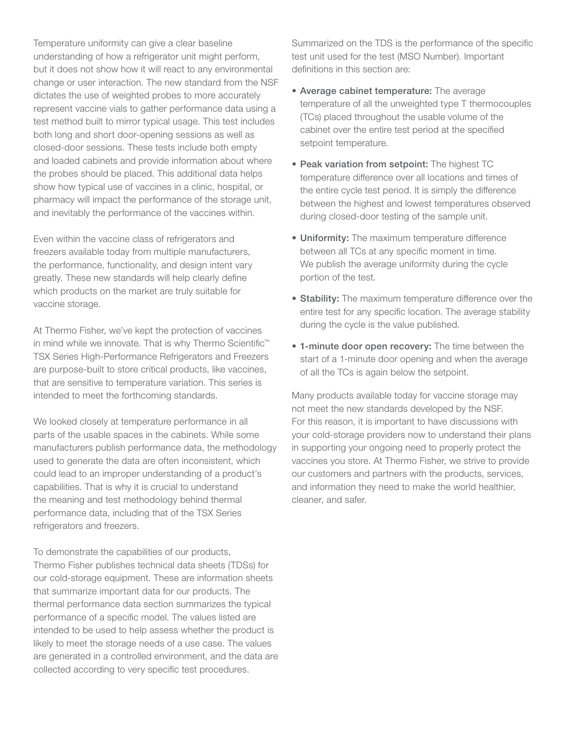Temperature uniformity can give a clear baseline understanding of how a refrigerator unit might perform, but it does not show how it will react to any environmental change or user interaction. The new standard from the NSF dictates the use of weighted probes to more accurately represent vaccine vials to gather performance data using a test method built to mirror typical usage. This test includes both long and short door-opening sessions as well as closed-door sessions. These tests include both empty and loaded cabinets and provide information about where the probes should be placed. This additional data helps show how typical use of vaccines in a clinic, hospital, or pharmacy will impact the performance of the storage unit, and inevitably the performance of the vaccines within.

Even within the vaccine class of refrigerators and freezers available today from multiple manufacturers, the performance, functionality, and design intent vary greatly. These new standards will help clearly define which products on the market are truly suitable for vaccine storage.

At Thermo Fisher, we've kept the protection of vaccines in mind while we innovate. That is why Thermo Scientific™ TSX Series High-Performance Refrigerators and Freezers are purpose-built to store critical products, like vaccines, that are sensitive to temperature variation. This series is intended to meet the forthcoming standards.

We looked closely at temperature performance in all parts of the usable spaces in the cabinets. While some manufacturers publish performance data, the methodology used to generate the data are often inconsistent, which could lead to an improper understanding of a product's capabilities. That is why it is crucial to understand the meaning and test methodology behind thermal performance data, including that of the TSX Series refrigerators and freezers.

To demonstrate the capabilities of our products, Thermo Fisher publishes technical data sheets (TDSs) for our cold-storage equipment. These are information sheets that summarize important data for our products. The thermal performance data section summarizes the typical performance of a specific model. The values listed are intended to be used to help assess whether the product is likely to meet the storage needs of a use case. The values are generated in a controlled environment, and the data are collected according to very specific test procedures.

Summarized on the TDS is the performance of the specific test unit used for the test (MSO Number). Important definitions in this section are:

- **Average cabinet temperature:** The average temperature of all the unweighted type T thermocouples (TCs) placed throughout the usable volume of the cabinet over the entire test period at the specified setpoint temperature.
- **Peak variation from setpoint:** The highest TC temperature difference over all locations and times of the entire cycle test period. It is simply the difference between the highest and lowest temperatures observed during closed-door testing of the sample unit.
- **Uniformity:** The maximum temperature difference between all TCs at any specific moment in time. We publish the average uniformity during the cycle portion of the test.
- **Stability:** The maximum temperature difference over the entire test for any specific location. The average stability during the cycle is the value published.
- **1-minute door open recovery:** The time between the start of a 1-minute door opening and when the average of all the TCs is again below the setpoint.

Many products available today for vaccine storage may not meet the new standards developed by the NSF. For this reason, it is important to have discussions with your cold-storage providers now to understand their plans in supporting your ongoing need to properly protect the vaccines you store. At Thermo Fisher, we strive to provide our customers and partners with the products, services, and information they need to make the world healthier, cleaner, and safer.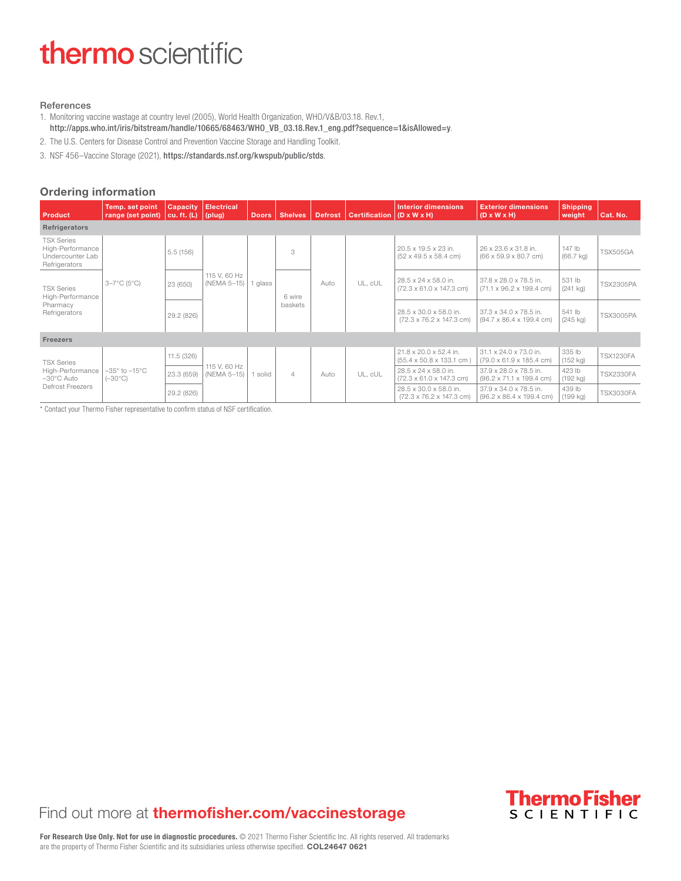thermo scientific

### References

1. Monitoring vaccine wastage at country level (2005), World Health Organization, WHO/V&B/03.18. Rev.1, http://apps.who.int/iris/bitstream/handle/10665/68463/WHO_VB_03.18.Rev.1_eng.pdf?sequence=1&isAllowed=y.
2. The U.S. Centers for Disease Control and Prevention Vaccine Storage and Handling Toolkit.
3. NSF 456–Vaccine Storage (2021), https://standards.nsf.org/kwspub/public/stds.

## Ordering information

| Product | Temp. set point range (set point) | Capacity cu. ft. (L) | Electrical (plug) | Doors | Shelves | Defrost | Certification | Interior dimensions (D x W x H) | Exterior dimensions (D x W x H) | Shipping weight | Cat. No. |
|---|---|---|---|---|---|---|---|---|---|---|---|
| **Refrigerators** | | | | | | | | | | | |
| TSX Series High-Performance Undercounter Lab Refrigerators | 3–7°C (5°C) | 5.5 (156) | 115 V, 60 Hz (NEMA 5–15) | 1 glass | 3 | Auto | UL, cUL | 20.5 x 19.5 x 23 in. (52 x 49.5 x 58.4 cm) | 26 x 23.6 x 31.8 in. (66 x 59.9 x 80.7 cm) | 147 lb (66.7 kg) | TSX505GA |
| TSX Series High-Performance Pharmacy Refrigerators | 3–7°C (5°C) | 23 (650) | 115 V, 60 Hz (NEMA 5–15) | 1 glass | 6 wire baskets | Auto | UL, cUL | 28.5 x 24 x 58.0 in. (72.3 x 61.0 x 147.3 cm) | 37.8 x 28.0 x 78.5 in. (71.1 x 96.2 x 199.4 cm) | 531 lb (241 kg) | TSX2305PA |
| | | 29.2 (826) | | | | | | 28.5 x 30.0 x 58.0 in. (72.3 x 76.2 x 147.3 cm) | 37.3 x 34.0 x 78.5 in. (94.7 x 86.4 x 199.4 cm) | 541 lb (245 kg) | TSX3005PA |
| **Freezers** | | | | | | | | | | | |
| TSX Series High-Performance −30°C Auto Defrost Freezers | −35° to −15°C (−30°C) | 11.5 (326) | 115 V, 60 Hz (NEMA 5–15) | 1 solid | 4 | Auto | UL, cUL | 21.8 x 20.0 x 52.4 in. (55.4 x 50.8 x 133.1 cm ) | 31.1 x 24.0 x 73.0 in. (79.0 x 61.9 x 185.4 cm) | 335 lb (152 kg) | TSX1230FA |
| | | 23.3 (659) | | | | | | 28.5 x 24 x 58.0 in. (72.3 x 61.0 x 147.3 cm) | 37.9 x 28.0 x 78.5 in. (96.2 x 71.1 x 199.4 cm) | 423 lb (192 kg) | TSX2330FA |
| | | 29.2 (826) | | | | | | 28.5 x 30.0 x 58.0 in. (72.3 x 76.2 x 147.3 cm) | 37.9 x 34.0 x 78.5 in. (96.2 x 86.4 x 199.4 cm) | 439 lb (199 kg) | TSX3030FA |

* Contact your Thermo Fisher representative to confirm status of NSF certification.

Find out more at **thermofisher.com/vaccinestorage**

ThermoFisher SCIENTIFIC

**For Research Use Only. Not for use in diagnostic procedures.** © 2021 Thermo Fisher Scientific Inc. All rights reserved. All trademarks are the property of Thermo Fisher Scientific and its subsidiaries unless otherwise specified. **COL24647 0621**